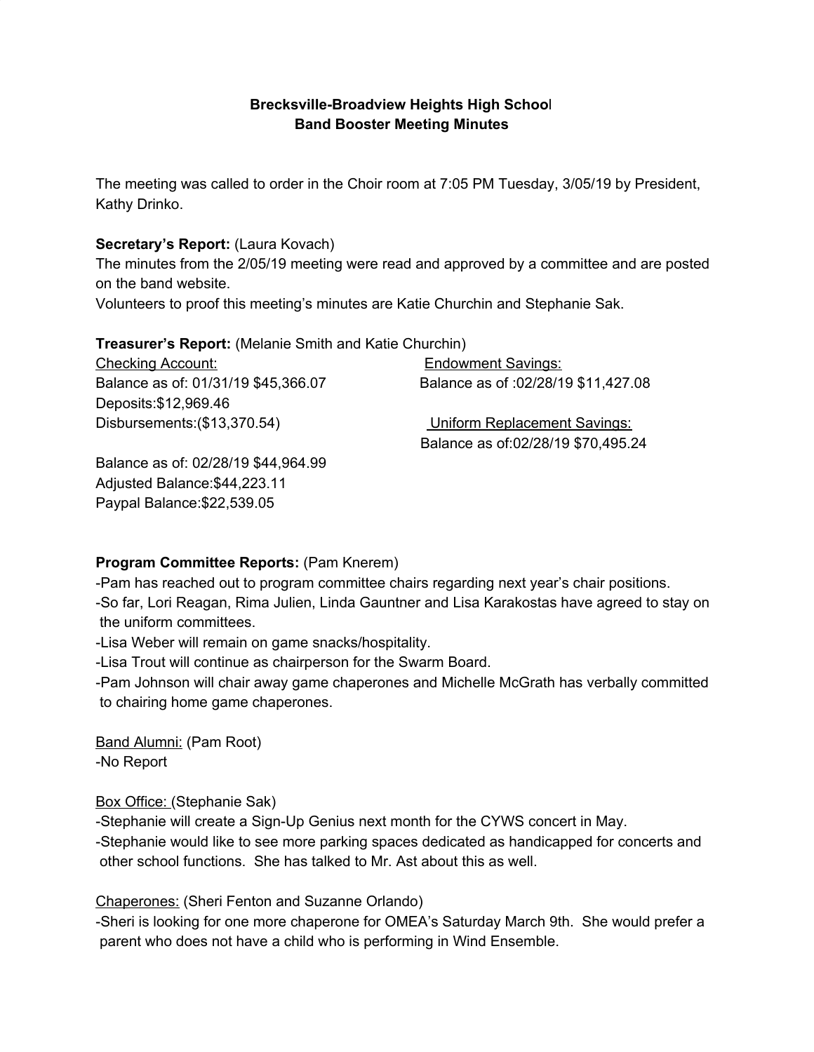**Brecksville-Broadview Heights High School**
**Band Booster Meeting Minutes**

The meeting was called to order in the Choir room at 7:05 PM Tuesday, 3/05/19 by President, Kathy Drinko.

**Secretary's Report:** (Laura Kovach)
The minutes from the 2/05/19 meeting were read and approved by a committee and are posted on the band website.
Volunteers to proof this meeting's minutes are Katie Churchin and Stephanie Sak.

**Treasurer's Report:** (Melanie Smith and Katie Churchin)

Checking Account:
Balance as of: 01/31/19 $45,366.07
Deposits:$12,969.46
Disbursements:($13,370.54)

Balance as of: 02/28/19 $44,964.99
Adjusted Balance:$44,223.11
Paypal Balance:$22,539.05

Endowment Savings:
Balance as of :02/28/19 $11,427.08

Uniform Replacement Savings:
Balance as of:02/28/19 $70,495.24

**Program Committee Reports:** (Pam Knerem)
-Pam has reached out to program committee chairs regarding next year's chair positions.
-So far, Lori Reagan, Rima Julien, Linda Gauntner and Lisa Karakostas have agreed to stay on the uniform committees.
-Lisa Weber will remain on game snacks/hospitality.
-Lisa Trout will continue as chairperson for the Swarm Board.
-Pam Johnson will chair away game chaperones and Michelle McGrath has verbally committed to chairing home game chaperones.

Band Alumni: (Pam Root)
-No Report

Box Office: (Stephanie Sak)
-Stephanie will create a Sign-Up Genius next month for the CYWS concert in May.
-Stephanie would like to see more parking spaces dedicated as handicapped for concerts and other school functions. She has talked to Mr. Ast about this as well.

Chaperones: (Sheri Fenton and Suzanne Orlando)
-Sheri is looking for one more chaperone for OMEA's Saturday March 9th. She would prefer a parent who does not have a child who is performing in Wind Ensemble.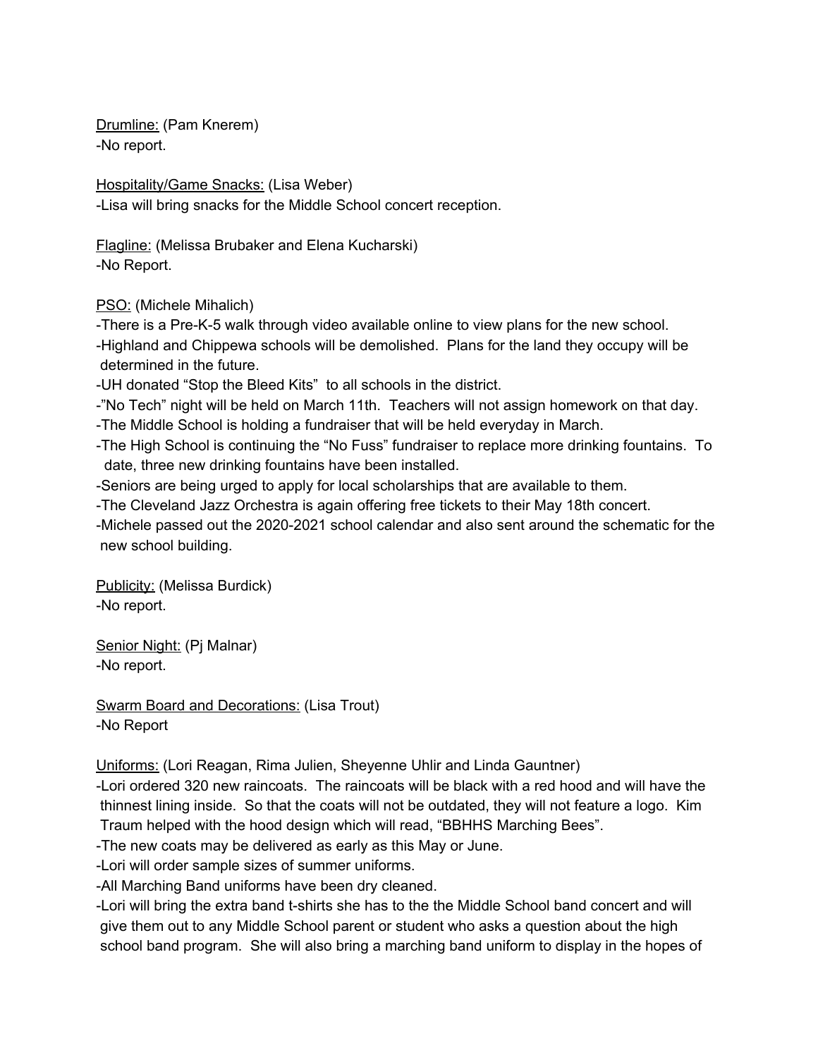<u>Drumline:</u> (Pam Knerem)
-No report.

<u>Hospitality/Game Snacks:</u> (Lisa Weber)
-Lisa will bring snacks for the Middle School concert reception.

<u>Flagline:</u> (Melissa Brubaker and Elena Kucharski)
-No Report.

<u>PSO:</u> (Michele Mihalich)
-There is a Pre-K-5 walk through video available online to view plans for the new school.
-Highland and Chippewa schools will be demolished. Plans for the land they occupy will be determined in the future.
-UH donated "Stop the Bleed Kits" to all schools in the district.
-"No Tech" night will be held on March 11th. Teachers will not assign homework on that day.
-The Middle School is holding a fundraiser that will be held everyday in March.
-The High School is continuing the "No Fuss" fundraiser to replace more drinking fountains. To date, three new drinking fountains have been installed.
-Seniors are being urged to apply for local scholarships that are available to them.
-The Cleveland Jazz Orchestra is again offering free tickets to their May 18th concert.
-Michele passed out the 2020-2021 school calendar and also sent around the schematic for the new school building.

<u>Publicity:</u> (Melissa Burdick)
-No report.

<u>Senior Night:</u> (Pj Malnar)
-No report.

<u>Swarm Board and Decorations:</u> (Lisa Trout)
-No Report

<u>Uniforms:</u> (Lori Reagan, Rima Julien, Sheyenne Uhlir and Linda Gauntner)
-Lori ordered 320 new raincoats. The raincoats will be black with a red hood and will have the thinnest lining inside. So that the coats will not be outdated, they will not feature a logo. Kim Traum helped with the hood design which will read, "BBHHS Marching Bees".
-The new coats may be delivered as early as this May or June.
-Lori will order sample sizes of summer uniforms.
-All Marching Band uniforms have been dry cleaned.
-Lori will bring the extra band t-shirts she has to the the Middle School band concert and will give them out to any Middle School parent or student who asks a question about the high school band program. She will also bring a marching band uniform to display in the hopes of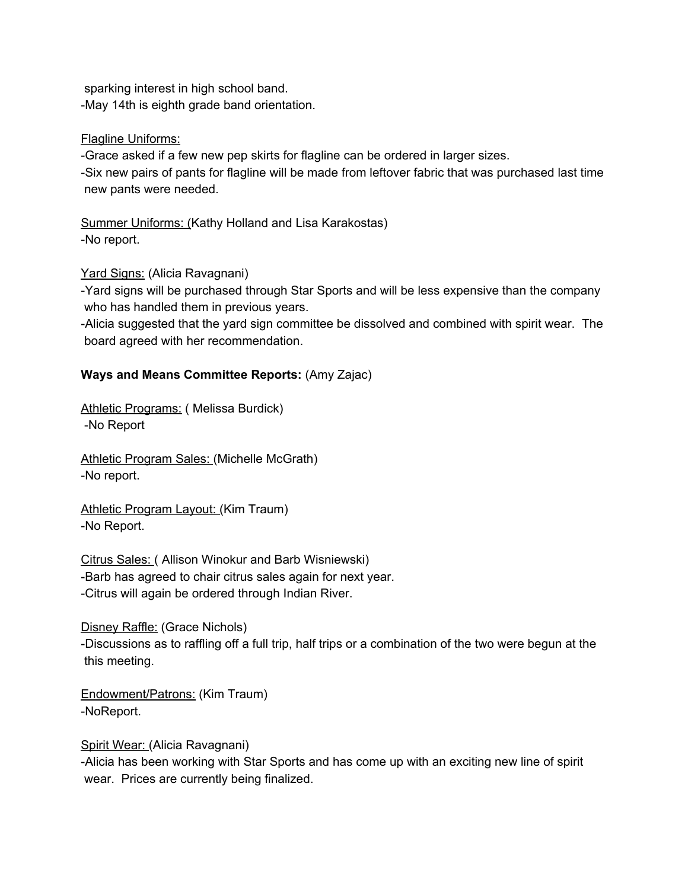sparking interest in high school band.
-May 14th is eighth grade band orientation.

<u>Flagline Uniforms:</u>
-Grace asked if a few new pep skirts for flagline can be ordered in larger sizes.
-Six new pairs of pants for flagline will be made from leftover fabric that was purchased last time new pants were needed.

<u>Summer Uniforms: (</u>Kathy Holland and Lisa Karakostas)
-No report.

<u>Yard Signs:</u> (Alicia Ravagnani)
-Yard signs will be purchased through Star Sports and will be less expensive than the company who has handled them in previous years.
-Alicia suggested that the yard sign committee be dissolved and combined with spirit wear. The board agreed with her recommendation.

**Ways and Means Committee Reports:** (Amy Zajac)

<u>Athletic Programs:</u> ( Melissa Burdick)
-No Report

<u>Athletic Program Sales: (</u>Michelle McGrath)
-No report.

<u>Athletic Program Layout: (</u>Kim Traum)
-No Report.

<u>Citrus Sales: (</u> Allison Winokur and Barb Wisniewski)
-Barb has agreed to chair citrus sales again for next year.
-Citrus will again be ordered through Indian River.

<u>Disney Raffle:</u> (Grace Nichols)
-Discussions as to raffling off a full trip, half trips or a combination of the two were begun at the this meeting.

<u>Endowment/Patrons:</u> (Kim Traum)
-NoReport.

<u>Spirit Wear: (</u>Alicia Ravagnani)
-Alicia has been working with Star Sports and has come up with an exciting new line of spirit wear. Prices are currently being finalized.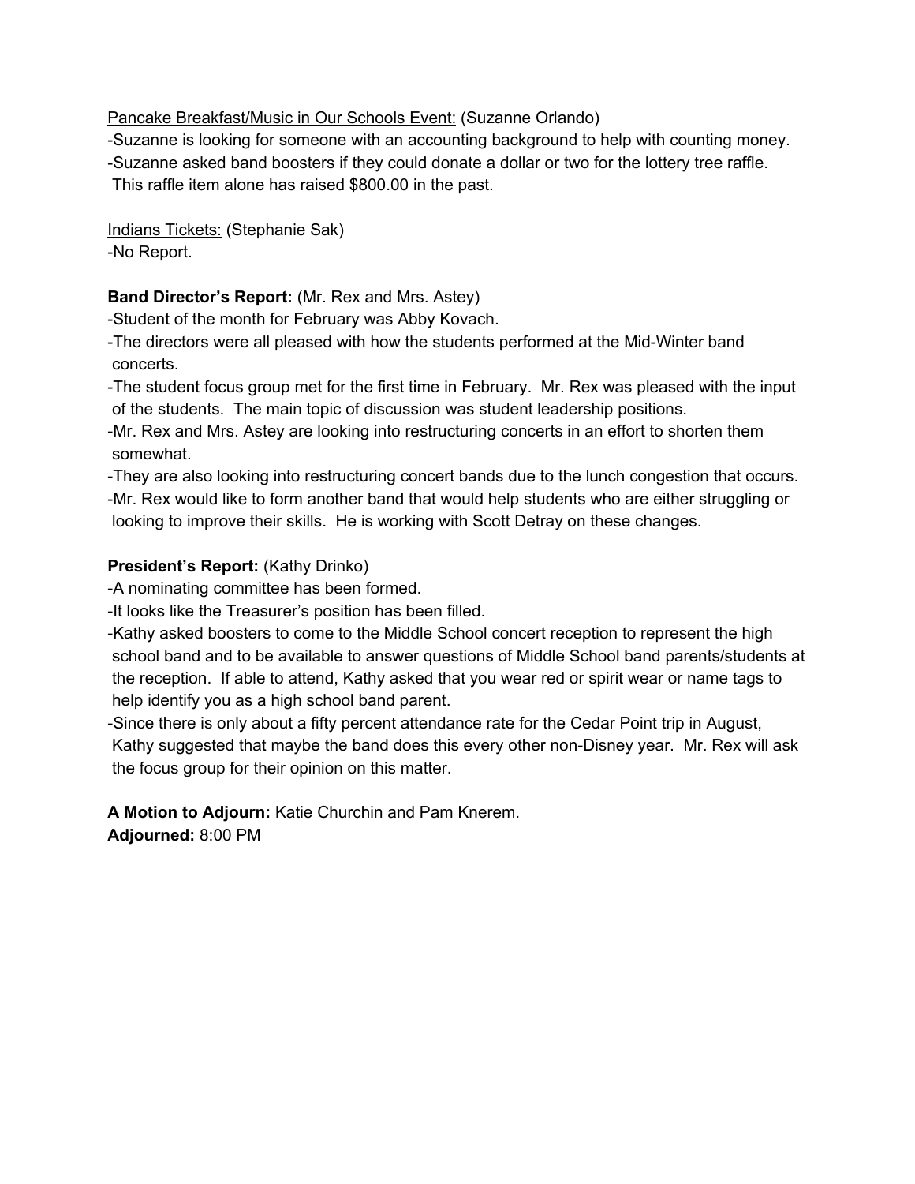<u>Pancake Breakfast/Music in Our Schools Event:</u> (Suzanne Orlando)

-Suzanne is looking for someone with an accounting background to help with counting money.

-Suzanne asked band boosters if they could donate a dollar or two for the lottery tree raffle. This raffle item alone has raised $800.00 in the past.

<u>Indians Tickets:</u> (Stephanie Sak)

-No Report.

**Band Director's Report:** (Mr. Rex and Mrs. Astey)

-Student of the month for February was Abby Kovach.

-The directors were all pleased with how the students performed at the Mid-Winter band concerts.

-The student focus group met for the first time in February. Mr. Rex was pleased with the input of the students. The main topic of discussion was student leadership positions.

-Mr. Rex and Mrs. Astey are looking into restructuring concerts in an effort to shorten them somewhat.

-They are also looking into restructuring concert bands due to the lunch congestion that occurs.

-Mr. Rex would like to form another band that would help students who are either struggling or looking to improve their skills. He is working with Scott Detray on these changes.

**President's Report:** (Kathy Drinko)

-A nominating committee has been formed.

-It looks like the Treasurer's position has been filled.

-Kathy asked boosters to come to the Middle School concert reception to represent the high school band and to be available to answer questions of Middle School band parents/students at the reception. If able to attend, Kathy asked that you wear red or spirit wear or name tags to help identify you as a high school band parent.

-Since there is only about a fifty percent attendance rate for the Cedar Point trip in August, Kathy suggested that maybe the band does this every other non-Disney year. Mr. Rex will ask the focus group for their opinion on this matter.

**A Motion to Adjourn:** Katie Churchin and Pam Knerem.
**Adjourned:** 8:00 PM